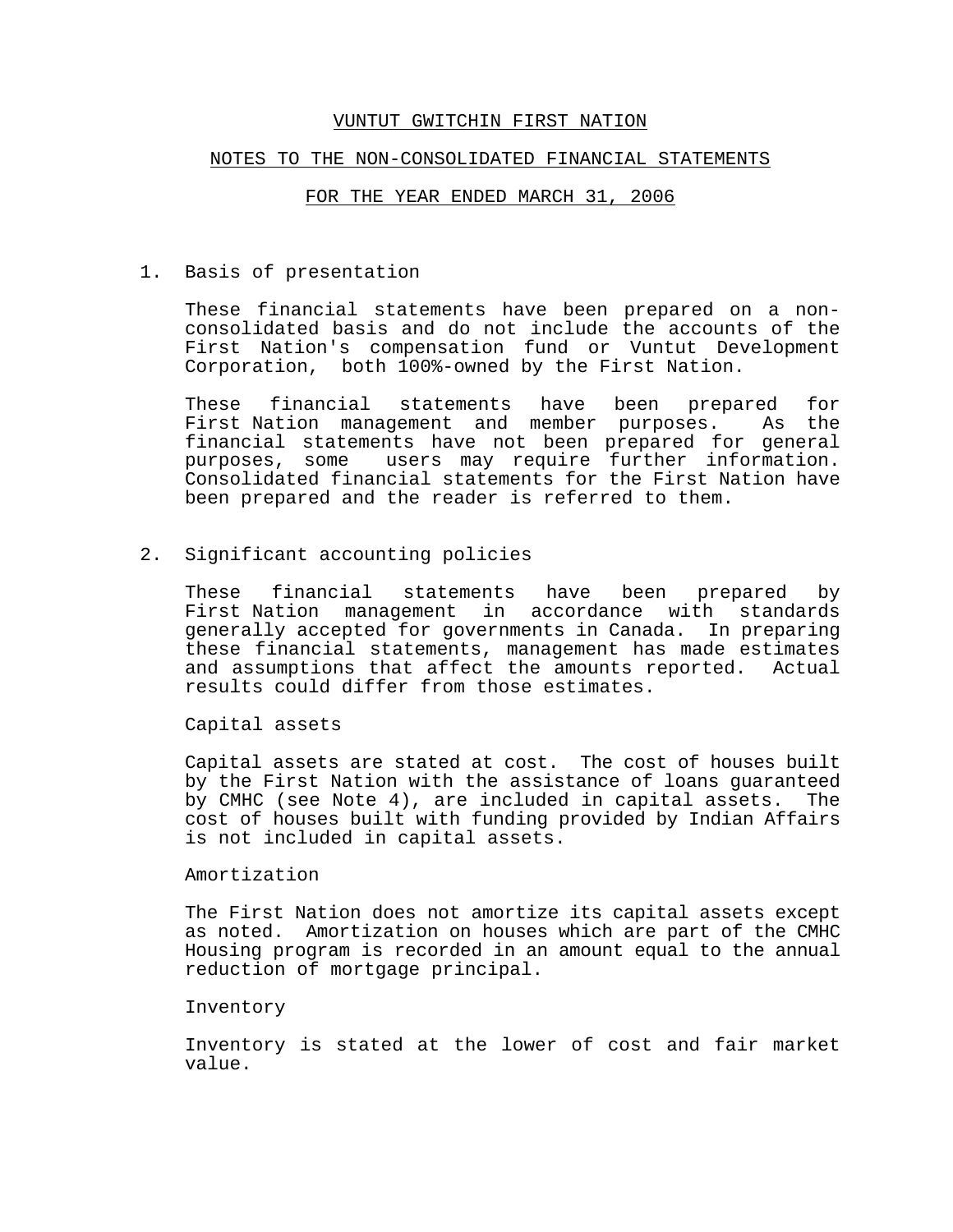# VUNTUT GWITCHIN FIRST NATION

## NOTES TO THE NON-CONSOLIDATED FINANCIAL STATEMENTS

## FOR THE YEAR ENDED MARCH 31, 2006

### 1. Basis of presentation

These financial statements have been prepared on a non-consolidated basis and do not include the accounts of the First Nation's compensation fund or Vuntut Development Corporation, both 100%-owned by the First Nation.

These financial statements have been prepared for First Nation management and member purposes. As the financial statements have not been prepared for general purposes, some users may require further information. Consolidated financial statements for the First Nation have been prepared and the reader is referred to them.

### 2. Significant accounting policies

These financial statements have been prepared by First Nation management in accordance with standards generally accepted for governments in Canada. In preparing these financial statements, management has made estimates and assumptions that affect the amounts reported. Actual results could differ from those estimates.

Capital assets

Capital assets are stated at cost. The cost of houses built by the First Nation with the assistance of loans guaranteed by CMHC (see Note 4), are included in capital assets. The cost of houses built with funding provided by Indian Affairs is not included in capital assets.

Amortization

The First Nation does not amortize its capital assets except as noted. Amortization on houses which are part of the CMHC Housing program is recorded in an amount equal to the annual reduction of mortgage principal.

Inventory

Inventory is stated at the lower of cost and fair market value.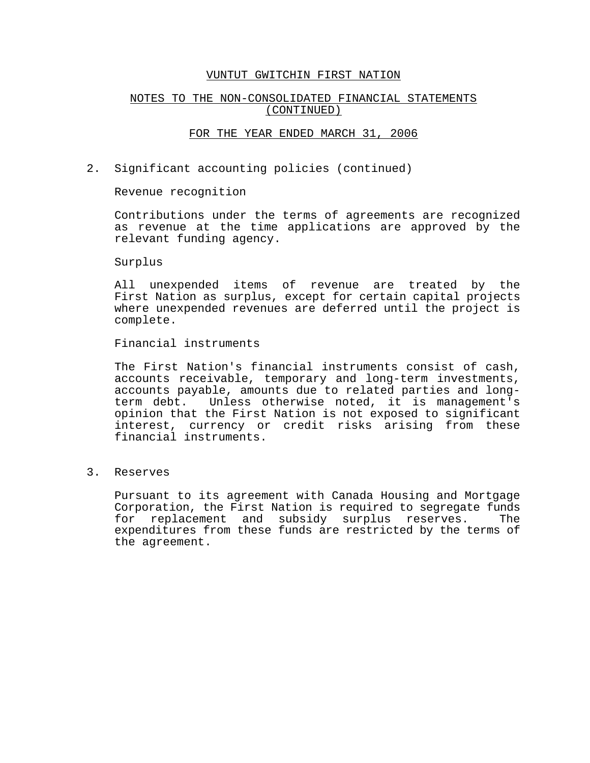# VUNTUT GWITCHIN FIRST NATION

## NOTES TO THE NON-CONSOLIDATED FINANCIAL STATEMENTS (CONTINUED)

## FOR THE YEAR ENDED MARCH 31, 2006

2. Significant accounting policies (continued)

   Revenue recognition

   Contributions under the terms of agreements are recognized as revenue at the time applications are approved by the relevant funding agency.

   Surplus

   All unexpended items of revenue are treated by the First Nation as surplus, except for certain capital projects where unexpended revenues are deferred until the project is complete.

   Financial instruments

   The First Nation's financial instruments consist of cash, accounts receivable, temporary and long-term investments, accounts payable, amounts due to related parties and long-term debt. Unless otherwise noted, it is management's opinion that the First Nation is not exposed to significant interest, currency or credit risks arising from these financial instruments.

3. Reserves

   Pursuant to its agreement with Canada Housing and Mortgage Corporation, the First Nation is required to segregate funds for replacement and subsidy surplus reserves. The expenditures from these funds are restricted by the terms of the agreement.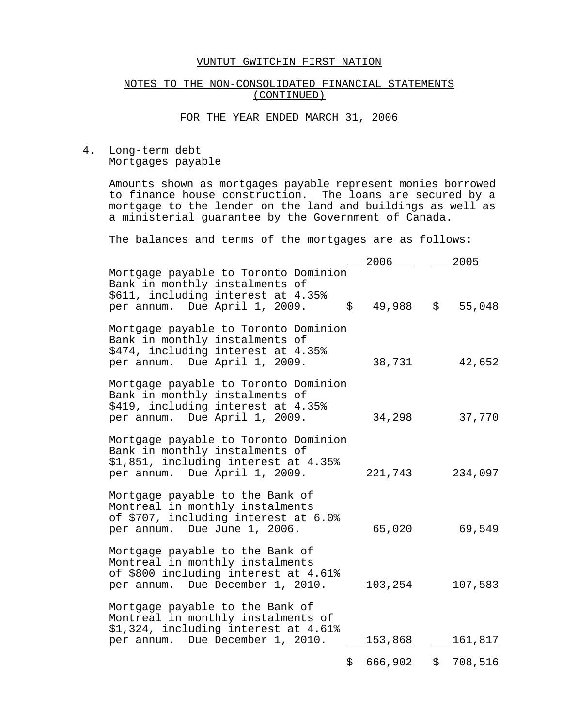# VUNTUT GWITCHIN FIRST NATION

## NOTES TO THE NON-CONSOLIDATED FINANCIAL STATEMENTS (CONTINUED)

## FOR THE YEAR ENDED MARCH 31, 2006

4. Long-term debt
   Mortgages payable

Amounts shown as mortgages payable represent monies borrowed to finance house construction. The loans are secured by a mortgage to the lender on the land and buildings as well as a ministerial guarantee by the Government of Canada.

The balances and terms of the mortgages are as follows:

| | 2006 | 2005 |
|---|---|---|
| Mortgage payable to Toronto Dominion Bank in monthly instalments of $611, including interest at 4.35% per annum. Due April 1, 2009. | $ 49,988 | $ 55,048 |
| Mortgage payable to Toronto Dominion Bank in monthly instalments of $474, including interest at 4.35% per annum. Due April 1, 2009. | 38,731 | 42,652 |
| Mortgage payable to Toronto Dominion Bank in monthly instalments of $419, including interest at 4.35% per annum. Due April 1, 2009. | 34,298 | 37,770 |
| Mortgage payable to Toronto Dominion Bank in monthly instalments of $1,851, including interest at 4.35% per annum. Due April 1, 2009. | 221,743 | 234,097 |
| Mortgage payable to the Bank of Montreal in monthly instalments of $707, including interest at 6.0% per annum. Due June 1, 2006. | 65,020 | 69,549 |
| Mortgage payable to the Bank of Montreal in monthly instalments of $800 including interest at 4.61% per annum. Due December 1, 2010. | 103,254 | 107,583 |
| Mortgage payable to the Bank of Montreal in monthly instalments of $1,324, including interest at 4.61% per annum. Due December 1, 2010. | 153,868 | 161,817 |
| | $ 666,902 | $ 708,516 |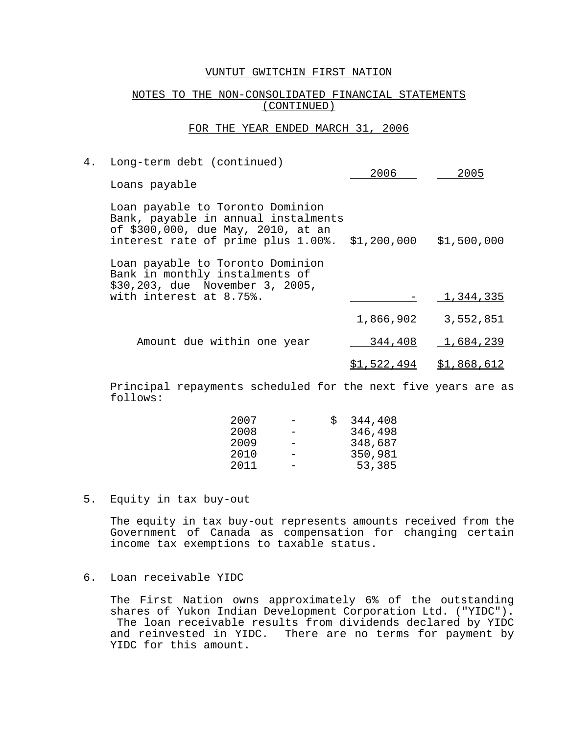# VUNTUT GWITCHIN FIRST NATION

## NOTES TO THE NON-CONSOLIDATED FINANCIAL STATEMENTS (CONTINUED)

## FOR THE YEAR ENDED MARCH 31, 2006

4. Long-term debt (continued)

| | 2006 | 2005 |
|---|---|---|
| **Loans payable** | | |
| Loan payable to Toronto Dominion Bank, payable in annual instalments of $300,000, due May, 2010, at an interest rate of prime plus 1.00%. | $1,200,000 | $1,500,000 |
| Loan payable to Toronto Dominion Bank in monthly instalments of $30,203, due November 3, 2005, with interest at 8.75%. | - | 1,344,335 |
| | 1,866,902 | 3,552,851 |
| Amount due within one year | 344,408 | 1,684,239 |
| | $1,522,494 | $1,868,612 |

Principal repayments scheduled for the next five years are as follows:

| | | |
|---|---|---|
| 2007 | - | $ 344,408 |
| 2008 | - | 346,498 |
| 2009 | - | 348,687 |
| 2010 | - | 350,981 |
| 2011 | - | 53,385 |

5. Equity in tax buy-out

The equity in tax buy-out represents amounts received from the Government of Canada as compensation for changing certain income tax exemptions to taxable status.

6. Loan receivable YIDC

The First Nation owns approximately 6% of the outstanding shares of Yukon Indian Development Corporation Ltd. ("YIDC"). The loan receivable results from dividends declared by YIDC and reinvested in YIDC. There are no terms for payment by YIDC for this amount.